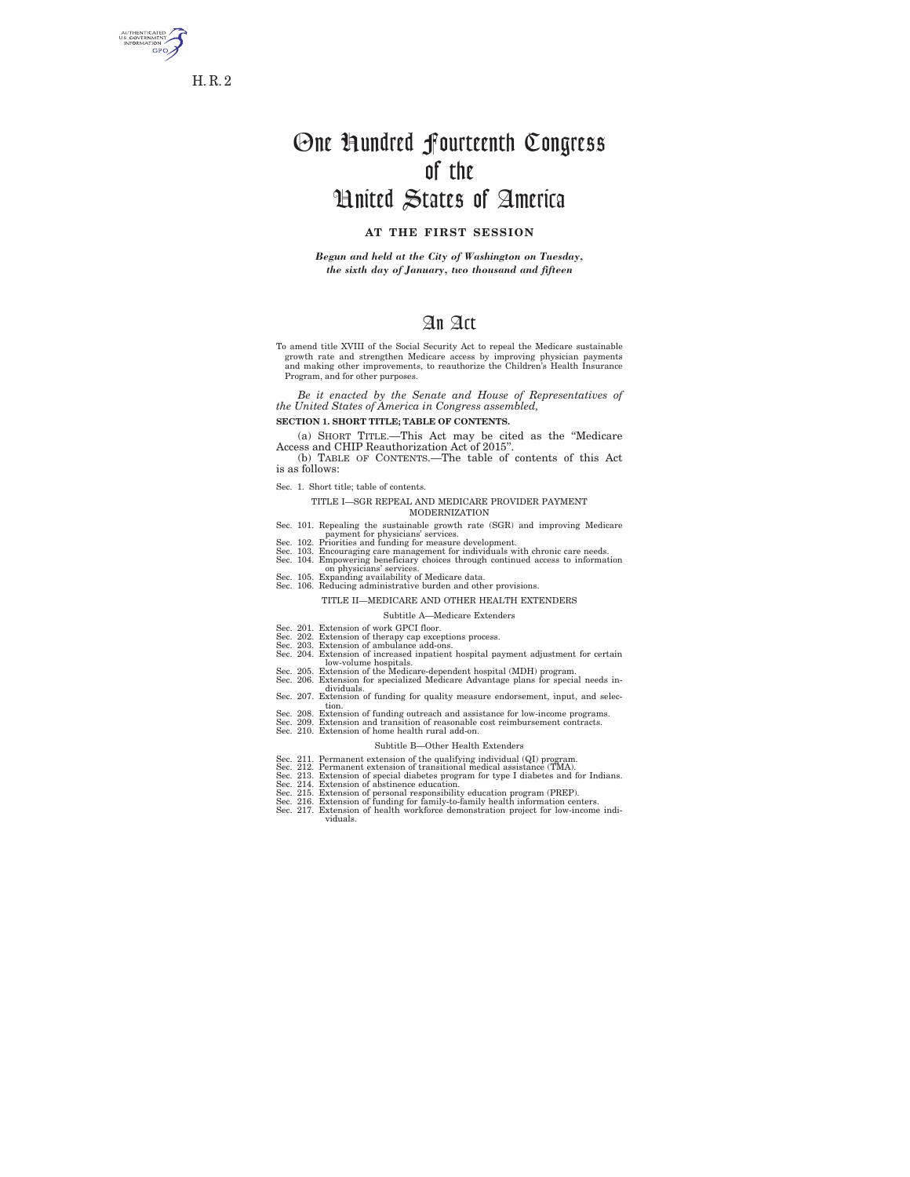H. R. 2

# One Hundred Fourteenth Congress of the United States of America

**AT THE FIRST SESSION**

*Begun and held at the City of Washington on Tuesday, the sixth day of January, two thousand and fifteen*

# An Act

To amend title XVIII of the Social Security Act to repeal the Medicare sustainable growth rate and strengthen Medicare access by improving physician payments and making other improvements, to reauthorize the Children's Health Insurance Program, and for other purposes.

*Be it enacted by the Senate and House of Representatives of the United States of America in Congress assembled,*

**SECTION 1. SHORT TITLE; TABLE OF CONTENTS.**

(a) SHORT TITLE.—This Act may be cited as the "Medicare Access and CHIP Reauthorization Act of 2015".

(b) TABLE OF CONTENTS.—The table of contents of this Act is as follows:

Sec. 1. Short title; table of contents.

TITLE I—SGR REPEAL AND MEDICARE PROVIDER PAYMENT MODERNIZATION

Sec. 101. Repealing the sustainable growth rate (SGR) and improving Medicare payment for physicians' services.
Sec. 102. Priorities and funding for measure development.
Sec. 103. Encouraging care management for individuals with chronic care needs.
Sec. 104. Empowering beneficiary choices through continued access to information on physicians' services.
Sec. 105. Expanding availability of Medicare data.
Sec. 106. Reducing administrative burden and other provisions.

TITLE II—MEDICARE AND OTHER HEALTH EXTENDERS

Subtitle A—Medicare Extenders

Sec. 201. Extension of work GPCI floor.
Sec. 202. Extension of therapy cap exceptions process.
Sec. 203. Extension of ambulance add-ons.
Sec. 204. Extension of increased inpatient hospital payment adjustment for certain low-volume hospitals.
Sec. 205. Extension of the Medicare-dependent hospital (MDH) program.
Sec. 206. Extension for specialized Medicare Advantage plans for special needs individuals.
Sec. 207. Extension of funding for quality measure endorsement, input, and selection.
Sec. 208. Extension of funding outreach and assistance for low-income programs.
Sec. 209. Extension and transition of reasonable cost reimbursement contracts.
Sec. 210. Extension of home health rural add-on.

Subtitle B—Other Health Extenders

Sec. 211. Permanent extension of the qualifying individual (QI) program.
Sec. 212. Permanent extension of transitional medical assistance (TMA).
Sec. 213. Extension of special diabetes program for type I diabetes and for Indians.
Sec. 214. Extension of abstinence education.
Sec. 215. Extension of personal responsibility education program (PREP).
Sec. 216. Extension of funding for family-to-family health information centers.
Sec. 217. Extension of health workforce demonstration project for low-income individuals.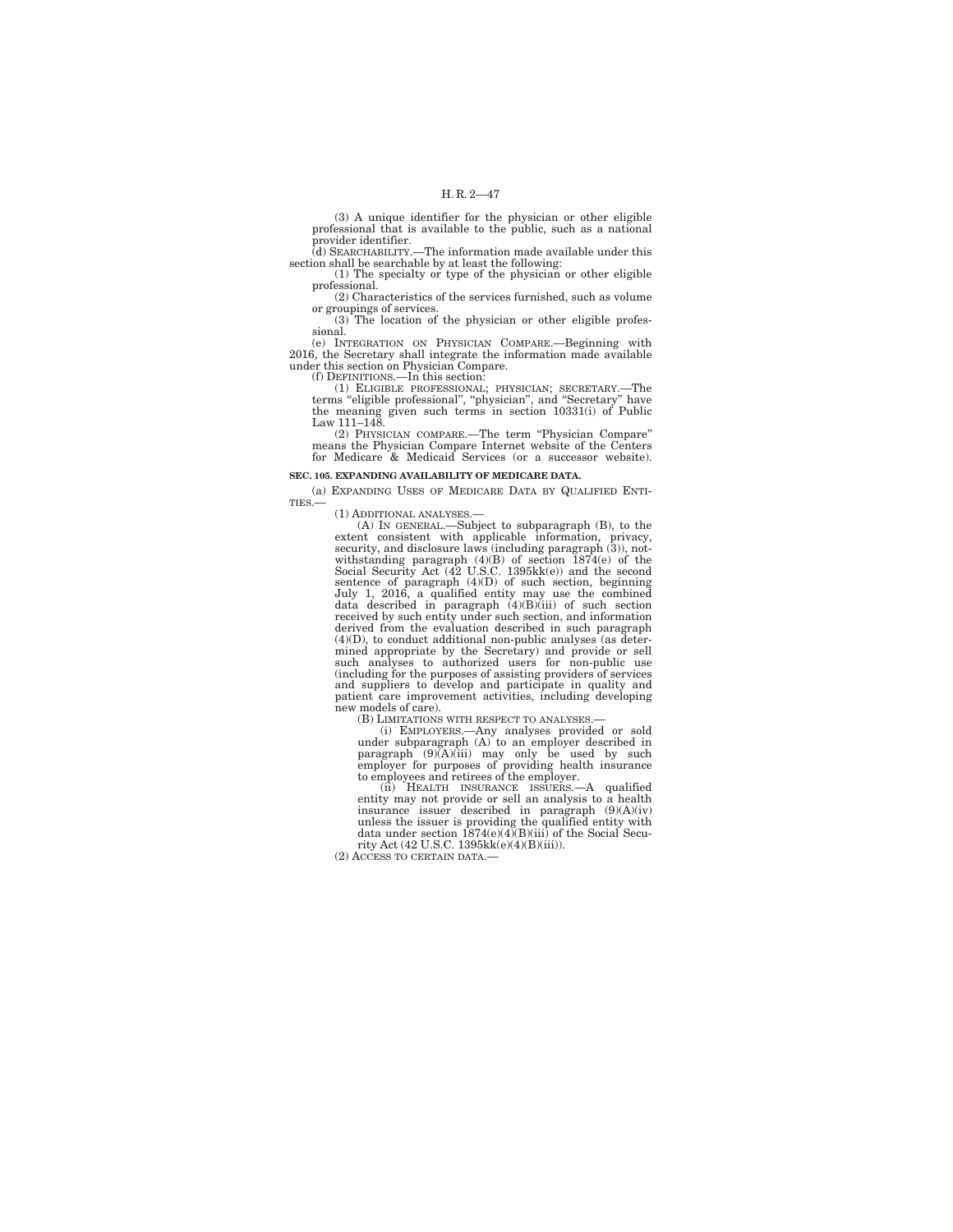(3) A unique identifier for the physician or other eligible professional that is available to the public, such as a national provider identifier.

(d) SEARCHABILITY.—The information made available under this section shall be searchable by at least the following:

(1) The specialty or type of the physician or other eligible professional.

(2) Characteristics of the services furnished, such as volume or groupings of services.

(3) The location of the physician or other eligible professional.

(e) INTEGRATION ON PHYSICIAN COMPARE.—Beginning with 2016, the Secretary shall integrate the information made available under this section on Physician Compare.

(f) DEFINITIONS.—In this section:

(1) ELIGIBLE PROFESSIONAL; PHYSICIAN; SECRETARY.—The terms "eligible professional", "physician", and "Secretary" have the meaning given such terms in section 10331(i) of Public Law 111–148.

(2) PHYSICIAN COMPARE.—The term "Physician Compare" means the Physician Compare Internet website of the Centers for Medicare & Medicaid Services (or a successor website).

**SEC. 105. EXPANDING AVAILABILITY OF MEDICARE DATA.**

(a) EXPANDING USES OF MEDICARE DATA BY QUALIFIED ENTITIES.—

(1) ADDITIONAL ANALYSES.—

(A) IN GENERAL.—Subject to subparagraph (B), to the extent consistent with applicable information, privacy, security, and disclosure laws (including paragraph (3)), notwithstanding paragraph (4)(B) of section 1874(e) of the Social Security Act (42 U.S.C. 1395kk(e)) and the second sentence of paragraph (4)(D) of such section, beginning July 1, 2016, a qualified entity may use the combined data described in paragraph (4)(B)(iii) of such section received by such entity under such section, and information derived from the evaluation described in such paragraph (4)(D), to conduct additional non-public analyses (as determined appropriate by the Secretary) and provide or sell such analyses to authorized users for non-public use (including for the purposes of assisting providers of services and suppliers to develop and participate in quality and patient care improvement activities, including developing new models of care).

(B) LIMITATIONS WITH RESPECT TO ANALYSES.—

(i) EMPLOYERS.—Any analyses provided or sold under subparagraph (A) to an employer described in paragraph (9)(A)(iii) may only be used by such employer for purposes of providing health insurance to employees and retirees of the employer.

(ii) HEALTH INSURANCE ISSUERS.—A qualified entity may not provide or sell an analysis to a health insurance issuer described in paragraph (9)(A)(iv) unless the issuer is providing the qualified entity with data under section 1874(e)(4)(B)(iii) of the Social Security Act (42 U.S.C. 1395kk(e)(4)(B)(iii)).

(2) ACCESS TO CERTAIN DATA.—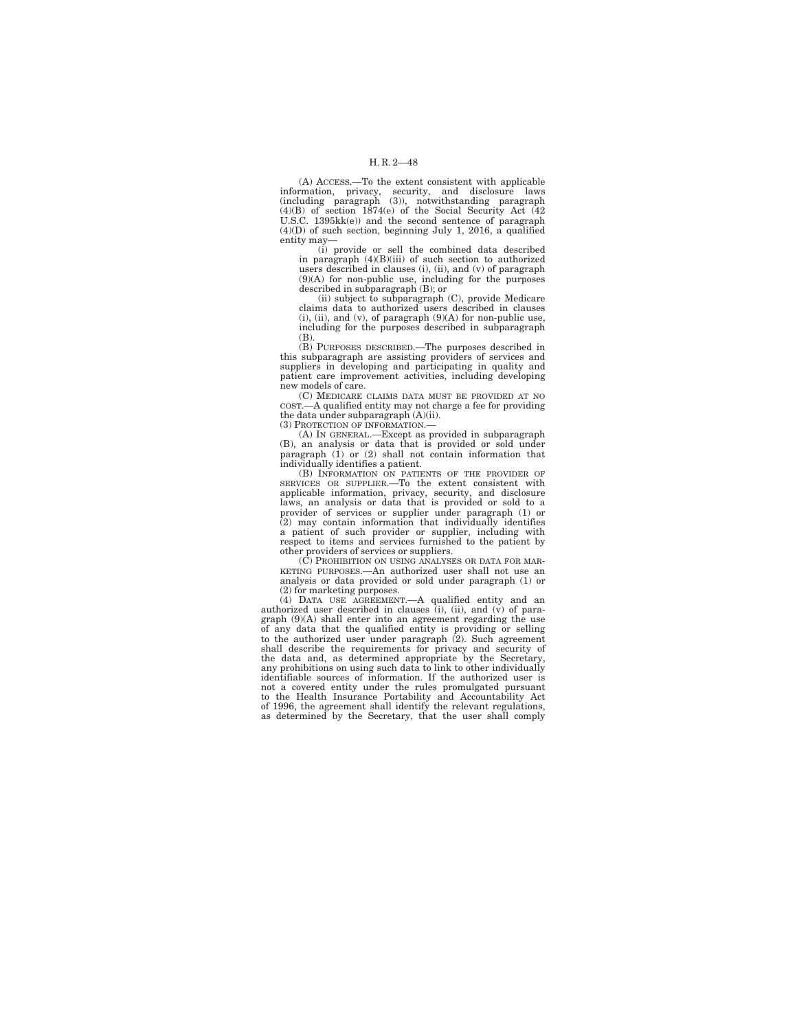(A) ACCESS.—To the extent consistent with applicable information, privacy, security, and disclosure laws (including paragraph (3)), notwithstanding paragraph (4)(B) of section 1874(e) of the Social Security Act (42 U.S.C. 1395kk(e)) and the second sentence of paragraph (4)(D) of such section, beginning July 1, 2016, a qualified entity may—

(i) provide or sell the combined data described in paragraph (4)(B)(iii) of such section to authorized users described in clauses (i), (ii), and (v) of paragraph (9)(A) for non-public use, including for the purposes described in subparagraph (B); or

(ii) subject to subparagraph (C), provide Medicare claims data to authorized users described in clauses (i), (ii), and (v), of paragraph (9)(A) for non-public use, including for the purposes described in subparagraph (B).

(B) PURPOSES DESCRIBED.—The purposes described in this subparagraph are assisting providers of services and suppliers in developing and participating in quality and patient care improvement activities, including developing new models of care.

(C) MEDICARE CLAIMS DATA MUST BE PROVIDED AT NO COST.—A qualified entity may not charge a fee for providing the data under subparagraph (A)(ii).

(3) PROTECTION OF INFORMATION.—

(A) IN GENERAL.—Except as provided in subparagraph (B), an analysis or data that is provided or sold under paragraph (1) or (2) shall not contain information that individually identifies a patient.

(B) INFORMATION ON PATIENTS OF THE PROVIDER OF SERVICES OR SUPPLIER.—To the extent consistent with applicable information, privacy, security, and disclosure laws, an analysis or data that is provided or sold to a provider of services or supplier under paragraph (1) or (2) may contain information that individually identifies a patient of such provider or supplier, including with respect to items and services furnished to the patient by other providers of services or suppliers.

(C) PROHIBITION ON USING ANALYSES OR DATA FOR MARKETING PURPOSES.—An authorized user shall not use an analysis or data provided or sold under paragraph (1) or (2) for marketing purposes.

(4) DATA USE AGREEMENT.—A qualified entity and an authorized user described in clauses (i), (ii), and (v) of paragraph (9)(A) shall enter into an agreement regarding the use of any data that the qualified entity is providing or selling to the authorized user under paragraph (2). Such agreement shall describe the requirements for privacy and security of the data and, as determined appropriate by the Secretary, any prohibitions on using such data to link to other individually identifiable sources of information. If the authorized user is not a covered entity under the rules promulgated pursuant to the Health Insurance Portability and Accountability Act of 1996, the agreement shall identify the relevant regulations, as determined by the Secretary, that the user shall comply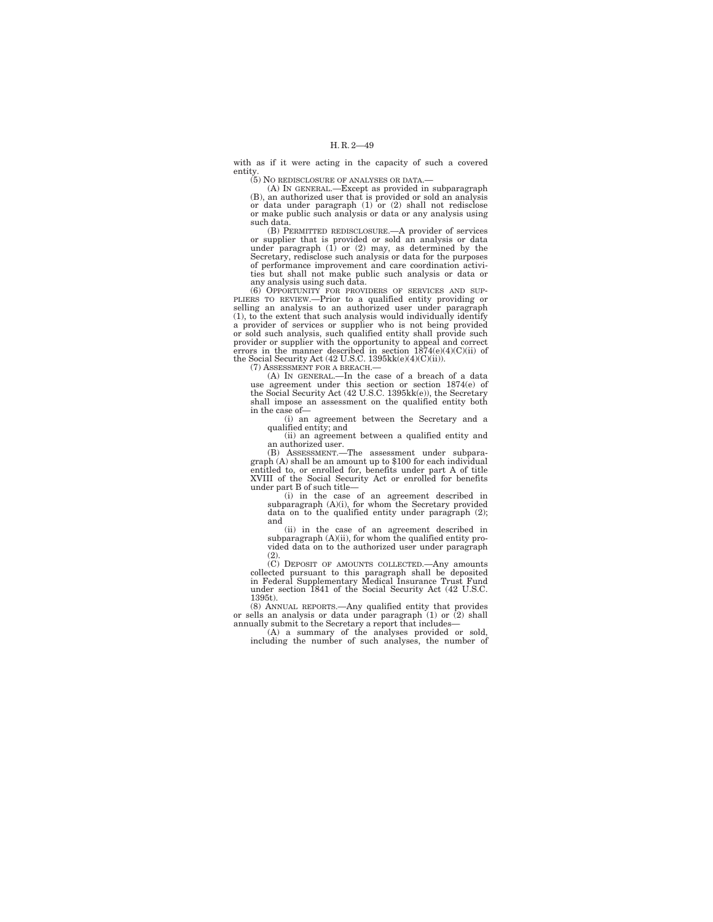with as if it were acting in the capacity of such a covered entity.

(5) NO REDISCLOSURE OF ANALYSES OR DATA.—

(A) IN GENERAL.—Except as provided in subparagraph (B), an authorized user that is provided or sold an analysis or data under paragraph (1) or (2) shall not redisclose or make public such analysis or data or any analysis using such data.

(B) PERMITTED REDISCLOSURE.—A provider of services or supplier that is provided or sold an analysis or data under paragraph (1) or (2) may, as determined by the Secretary, redisclose such analysis or data for the purposes of performance improvement and care coordination activities but shall not make public such analysis or data or any analysis using such data.

(6) OPPORTUNITY FOR PROVIDERS OF SERVICES AND SUPPLIERS TO REVIEW.—Prior to a qualified entity providing or selling an analysis to an authorized user under paragraph (1), to the extent that such analysis would individually identify a provider of services or supplier who is not being provided or sold such analysis, such qualified entity shall provide such provider or supplier with the opportunity to appeal and correct errors in the manner described in section 1874(e)(4)(C)(ii) of the Social Security Act (42 U.S.C. 1395kk(e)(4)(C)(ii)).

(7) ASSESSMENT FOR A BREACH.—

(A) IN GENERAL.—In the case of a breach of a data use agreement under this section or section 1874(e) of the Social Security Act (42 U.S.C. 1395kk(e)), the Secretary shall impose an assessment on the qualified entity both in the case of—

(i) an agreement between the Secretary and a qualified entity; and

(ii) an agreement between a qualified entity and an authorized user.

(B) ASSESSMENT.—The assessment under subparagraph (A) shall be an amount up to $100 for each individual entitled to, or enrolled for, benefits under part A of title XVIII of the Social Security Act or enrolled for benefits under part B of such title—

(i) in the case of an agreement described in subparagraph (A)(i), for whom the Secretary provided data on to the qualified entity under paragraph (2); and

(ii) in the case of an agreement described in subparagraph (A)(ii), for whom the qualified entity provided data on to the authorized user under paragraph (2).

(C) DEPOSIT OF AMOUNTS COLLECTED.—Any amounts collected pursuant to this paragraph shall be deposited in Federal Supplementary Medical Insurance Trust Fund under section 1841 of the Social Security Act (42 U.S.C. 1395t).

(8) ANNUAL REPORTS.—Any qualified entity that provides or sells an analysis or data under paragraph (1) or (2) shall annually submit to the Secretary a report that includes—

(A) a summary of the analyses provided or sold, including the number of such analyses, the number of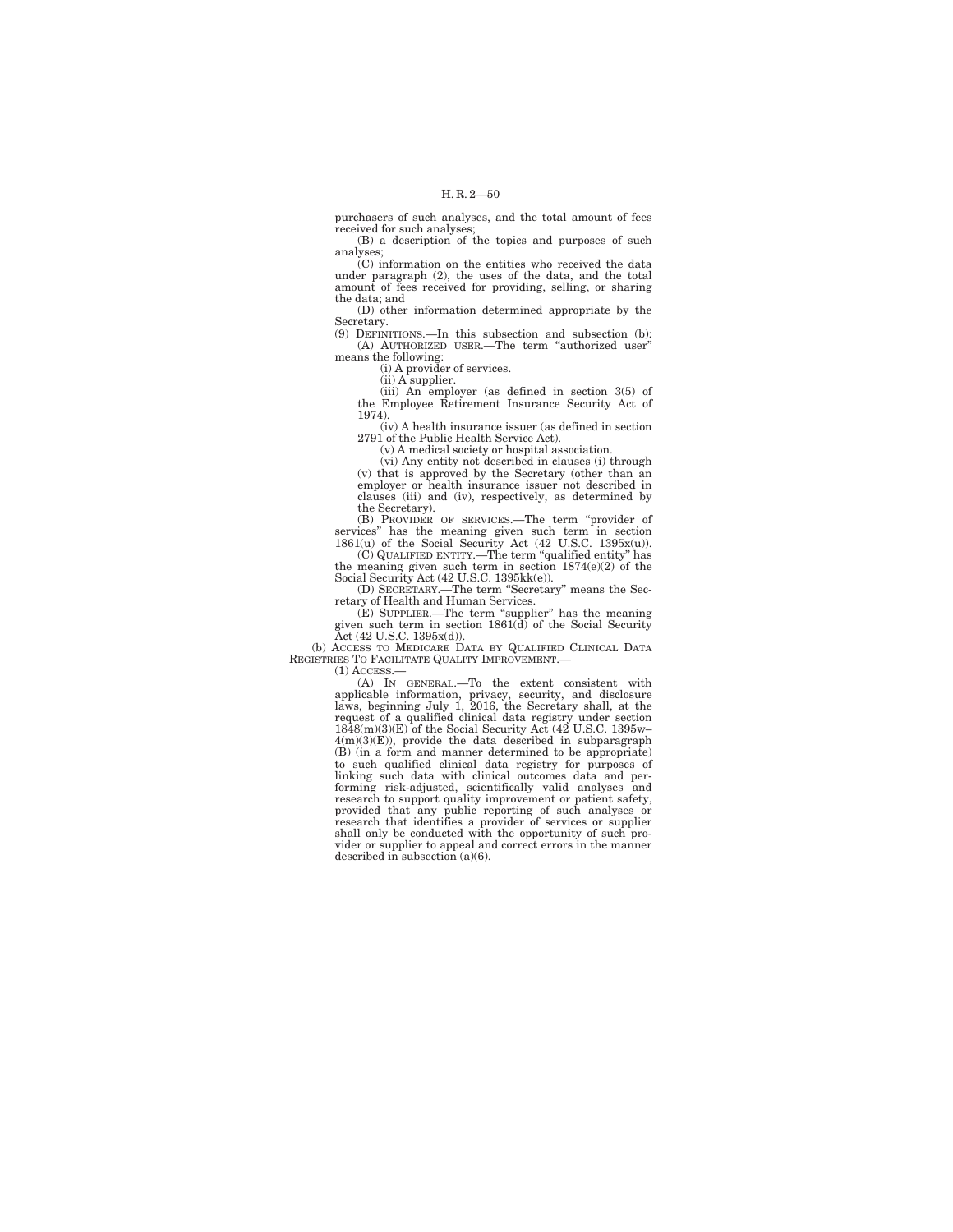purchasers of such analyses, and the total amount of fees received for such analyses;

(B) a description of the topics and purposes of such analyses;

(C) information on the entities who received the data under paragraph (2), the uses of the data, and the total amount of fees received for providing, selling, or sharing the data; and

(D) other information determined appropriate by the Secretary.

(9) DEFINITIONS.—In this subsection and subsection (b):

(A) AUTHORIZED USER.—The term "authorized user" means the following:

(i) A provider of services.

(ii) A supplier.

(iii) An employer (as defined in section 3(5) of the Employee Retirement Insurance Security Act of 1974).

(iv) A health insurance issuer (as defined in section 2791 of the Public Health Service Act).

(v) A medical society or hospital association.

(vi) Any entity not described in clauses (i) through (v) that is approved by the Secretary (other than an employer or health insurance issuer not described in clauses (iii) and (iv), respectively, as determined by the Secretary).

(B) PROVIDER OF SERVICES.—The term "provider of services" has the meaning given such term in section 1861(u) of the Social Security Act (42 U.S.C. 1395x(u)).

(C) QUALIFIED ENTITY.—The term "qualified entity" has the meaning given such term in section 1874(e)(2) of the Social Security Act (42 U.S.C. 1395kk(e)).

(D) SECRETARY.—The term "Secretary" means the Secretary of Health and Human Services.

(E) SUPPLIER.—The term "supplier" has the meaning given such term in section 1861(d) of the Social Security Act (42 U.S.C. 1395x(d)).

(b) ACCESS TO MEDICARE DATA BY QUALIFIED CLINICAL DATA REGISTRIES TO FACILITATE QUALITY IMPROVEMENT.—

(1) ACCESS.—

(A) IN GENERAL.—To the extent consistent with applicable information, privacy, security, and disclosure laws, beginning July 1, 2016, the Secretary shall, at the request of a qualified clinical data registry under section 1848(m)(3)(E) of the Social Security Act (42 U.S.C. 1395w–4(m)(3)(E)), provide the data described in subparagraph (B) (in a form and manner determined to be appropriate) to such qualified clinical data registry for purposes of linking such data with clinical outcomes data and performing risk-adjusted, scientifically valid analyses and research to support quality improvement or patient safety, provided that any public reporting of such analyses or research that identifies a provider of services or supplier shall only be conducted with the opportunity of such provider or supplier to appeal and correct errors in the manner described in subsection (a)(6).